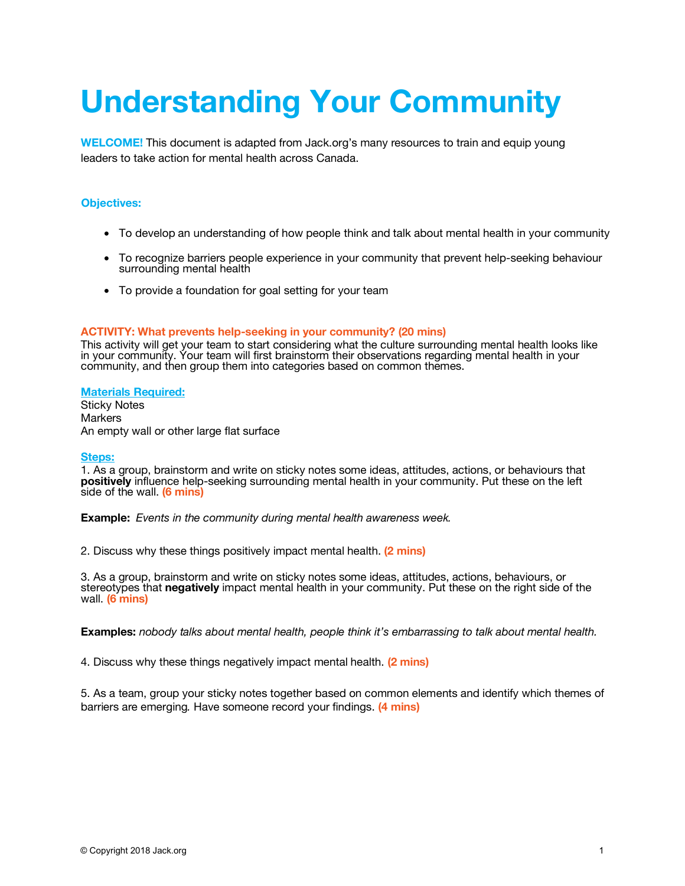# Understanding Your Community

**WELCOME!** This document is adapted from Jack.org's many resources to train and equip young leaders to take action for mental health across Canada.

### Objectives:

- To develop an understanding of how people think and talk about mental health in your community
- To recognize barriers people experience in your community that prevent help-seeking behaviour surrounding mental health
- To provide a foundation for goal setting for your team

### ACTIVITY: What prevents help-seeking in your community? (20 mins)

This activity will get your team to start considering what the culture surrounding mental health looks like in your community. Your team will first brainstorm their observations regarding mental health in your community, and then group them into categories based on common themes.

**Materials Required:**

Sticky Notes
Markers
An empty wall or other large flat surface

**Steps:**

1. As a group, brainstorm and write on sticky notes some ideas, attitudes, actions, or behaviours that **positively** influence help-seeking surrounding mental health in your community. Put these on the left side of the wall. **(6 mins)**

**Example:** *Events in the community during mental health awareness week.*

2. Discuss why these things positively impact mental health. **(2 mins)**

3. As a group, brainstorm and write on sticky notes some ideas, attitudes, actions, behaviours, or stereotypes that **negatively** impact mental health in your community. Put these on the right side of the wall. **(6 mins)**

**Examples:** *nobody talks about mental health, people think it's embarrassing to talk about mental health.*

4. Discuss why these things negatively impact mental health. **(2 mins)**

5. As a team, group your sticky notes together based on common elements and identify which themes of barriers are emerging. Have someone record your findings. **(4 mins)**

© Copyright 2018 Jack.org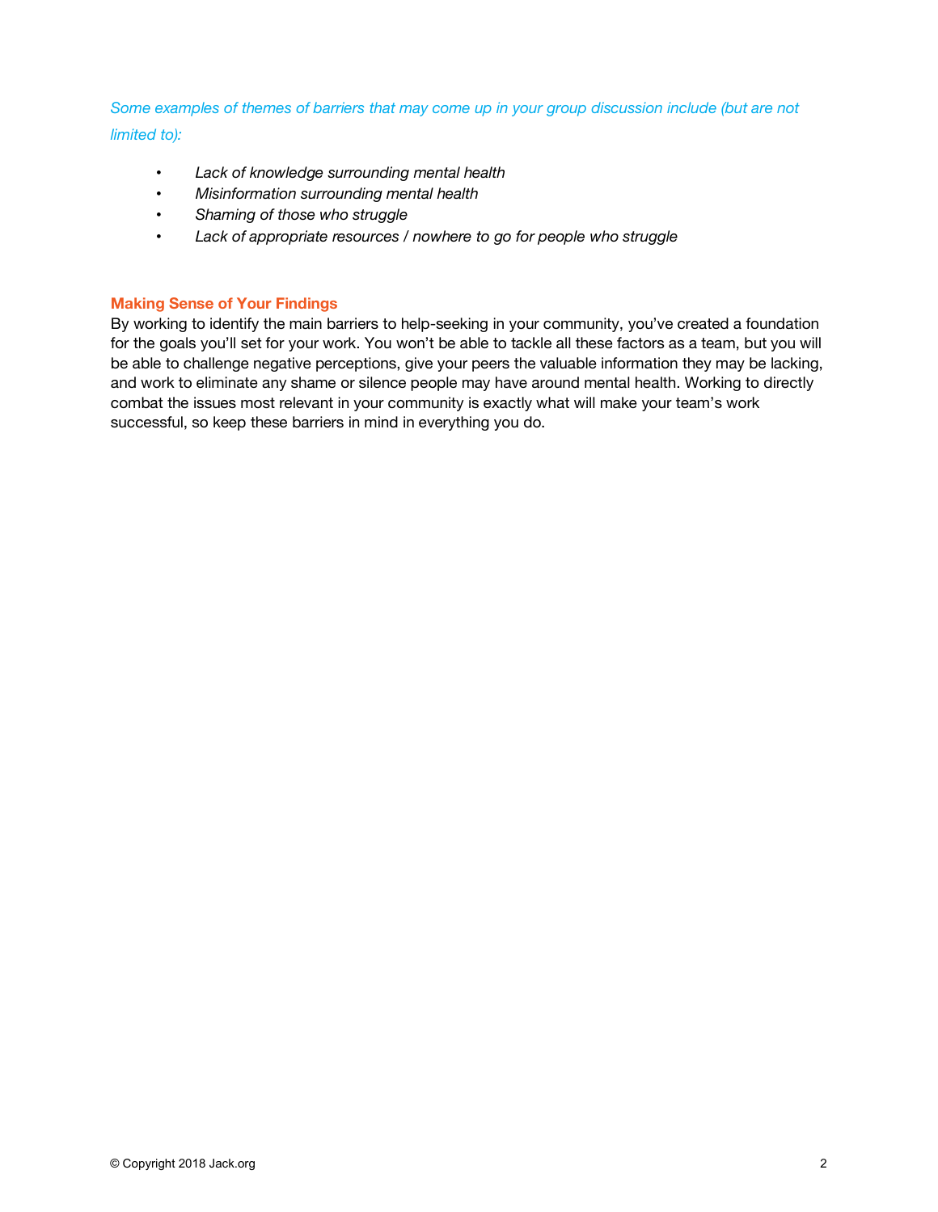*Some examples of themes of barriers that may come up in your group discussion include (but are not limited to):*

- *Lack of knowledge surrounding mental health*
- *Misinformation surrounding mental health*
- *Shaming of those who struggle*
- *Lack of appropriate resources / nowhere to go for people who struggle*

### Making Sense of Your Findings

By working to identify the main barriers to help-seeking in your community, you've created a foundation for the goals you'll set for your work. You won't be able to tackle all these factors as a team, but you will be able to challenge negative perceptions, give your peers the valuable information they may be lacking, and work to eliminate any shame or silence people may have around mental health. Working to directly combat the issues most relevant in your community is exactly what will make your team's work successful, so keep these barriers in mind in everything you do.

© Copyright 2018 Jack.org